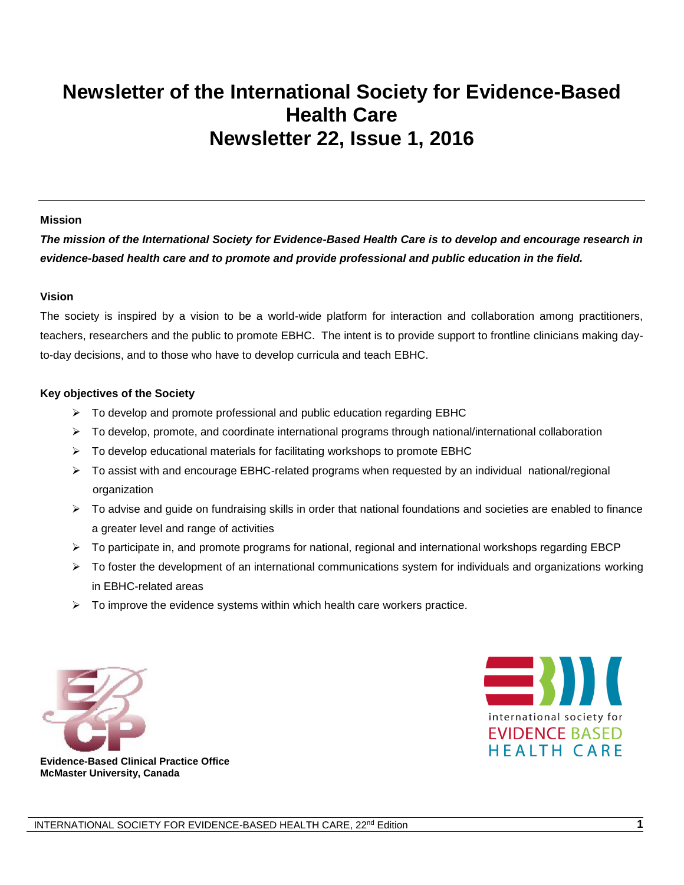# Newsletter of the International Society for Evidence-Based Health Care
# Newsletter 22, Issue 1, 2016

---

**Mission**

***The mission of the International Society for Evidence-Based Health Care is to develop and encourage research in evidence-based health care and to promote and provide professional and public education in the field.***

**Vision**

The society is inspired by a vision to be a world-wide platform for interaction and collaboration among practitioners, teachers, researchers and the public to promote EBHC. The intent is to provide support to frontline clinicians making day-to-day decisions, and to those who have to develop curricula and teach EBHC.

**Key objectives of the Society**

- To develop and promote professional and public education regarding EBHC
- To develop, promote, and coordinate international programs through national/international collaboration
- To develop educational materials for facilitating workshops to promote EBHC
- To assist with and encourage EBHC-related programs when requested by an individual national/regional organization
- To advise and guide on fundraising skills in order that national foundations and societies are enabled to finance a greater level and range of activities
- To participate in, and promote programs for national, regional and international workshops regarding EBCP
- To foster the development of an international communications system for individuals and organizations working in EBHC-related areas
- To improve the evidence systems within which health care workers practice.

**Evidence-Based Clinical Practice Office**
**McMaster University, Canada**

international society for
EVIDENCE BASED
HEALTH CARE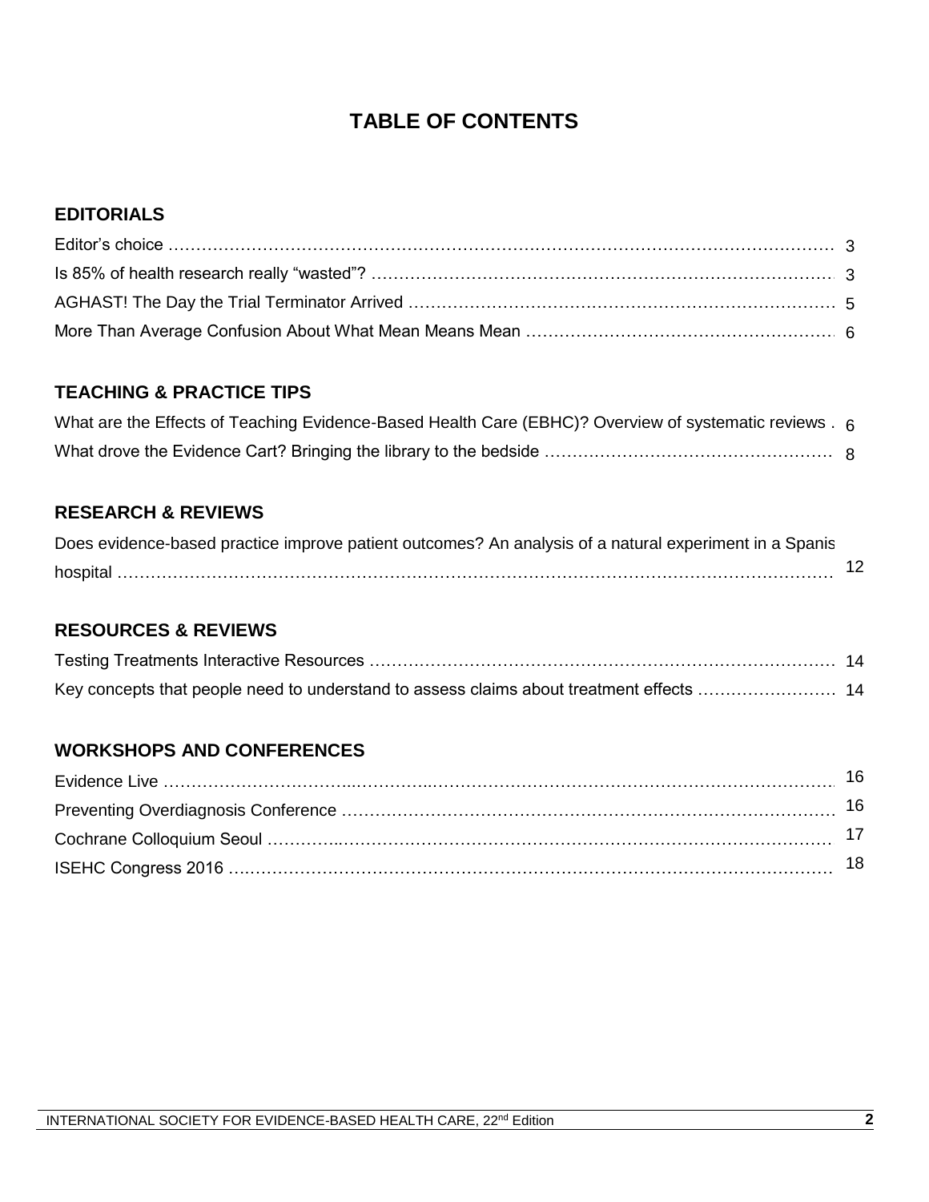# TABLE OF CONTENTS

## EDITORIALS

Editor's choice ........ 3

Is 85% of health research really "wasted"? ........ 3

AGHAST! The Day the Trial Terminator Arrived ........ 5

More Than Average Confusion About What Mean Means Mean ........ 6

## TEACHING & PRACTICE TIPS

What are the Effects of Teaching Evidence-Based Health Care (EBHC)? Overview of systematic reviews . 6

What drove the Evidence Cart? Bringing the library to the bedside ........ 8

## RESEARCH & REVIEWS

Does evidence-based practice improve patient outcomes? An analysis of a natural experiment in a Spanis hospital ........ 12

## RESOURCES & REVIEWS

Testing Treatments Interactive Resources ........ 14

Key concepts that people need to understand to assess claims about treatment effects ........ 14

## WORKSHOPS AND CONFERENCES

Evidence Live ........ 16

Preventing Overdiagnosis Conference ........ 16

Cochrane Colloquium Seoul ........ 17

ISEHC Congress 2016 ........ 18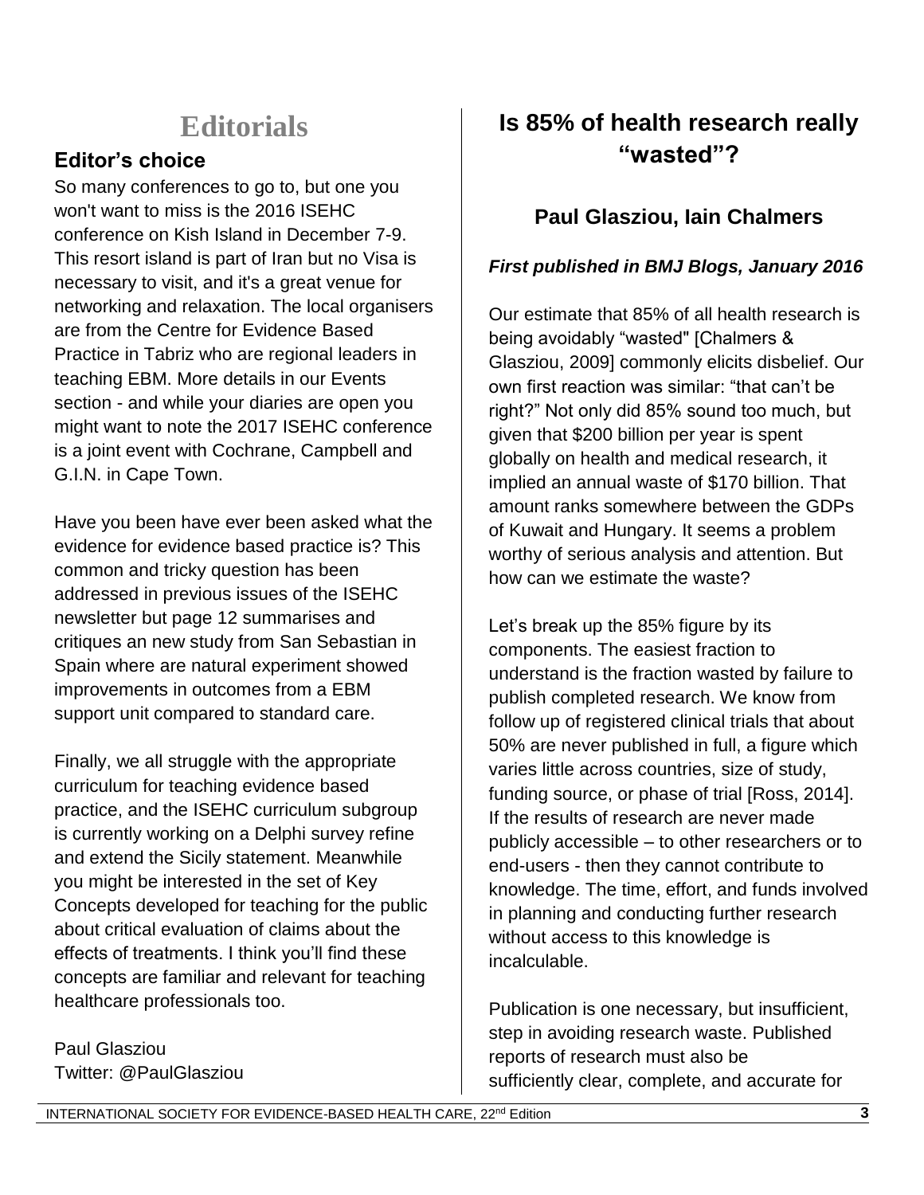# Editorials

## Editor's choice

So many conferences to go to, but one you won't want to miss is the 2016 ISEHC conference on Kish Island in December 7-9. This resort island is part of Iran but no Visa is necessary to visit, and it's a great venue for networking and relaxation. The local organisers are from the Centre for Evidence Based Practice in Tabriz who are regional leaders in teaching EBM. More details in our Events section - and while your diaries are open you might want to note the 2017 ISEHC conference is a joint event with Cochrane, Campbell and G.I.N. in Cape Town.

Have you been have ever been asked what the evidence for evidence based practice is? This common and tricky question has been addressed in previous issues of the ISEHC newsletter but page 12 summarises and critiques an new study from San Sebastian in Spain where are natural experiment showed improvements in outcomes from a EBM support unit compared to standard care.

Finally, we all struggle with the appropriate curriculum for teaching evidence based practice, and the ISEHC curriculum subgroup is currently working on a Delphi survey refine and extend the Sicily statement. Meanwhile you might be interested in the set of Key Concepts developed for teaching for the public about critical evaluation of claims about the effects of treatments. I think you'll find these concepts are familiar and relevant for teaching healthcare professionals too.

Paul Glasziou
Twitter: @PaulGlasziou

## Is 85% of health research really "wasted"?

### Paul Glasziou, Iain Chalmers

***First published in BMJ Blogs, January 2016***

Our estimate that 85% of all health research is being avoidably "wasted" [Chalmers & Glasziou, 2009] commonly elicits disbelief. Our own first reaction was similar: "that can't be right?" Not only did 85% sound too much, but given that $200 billion per year is spent globally on health and medical research, it implied an annual waste of $170 billion. That amount ranks somewhere between the GDPs of Kuwait and Hungary. It seems a problem worthy of serious analysis and attention. But how can we estimate the waste?

Let's break up the 85% figure by its components. The easiest fraction to understand is the fraction wasted by failure to publish completed research. We know from follow up of registered clinical trials that about 50% are never published in full, a figure which varies little across countries, size of study, funding source, or phase of trial [Ross, 2014]. If the results of research are never made publicly accessible – to other researchers or to end-users - then they cannot contribute to knowledge. The time, effort, and funds involved in planning and conducting further research without access to this knowledge is incalculable.

Publication is one necessary, but insufficient, step in avoiding research waste. Published reports of research must also be sufficiently clear, complete, and accurate for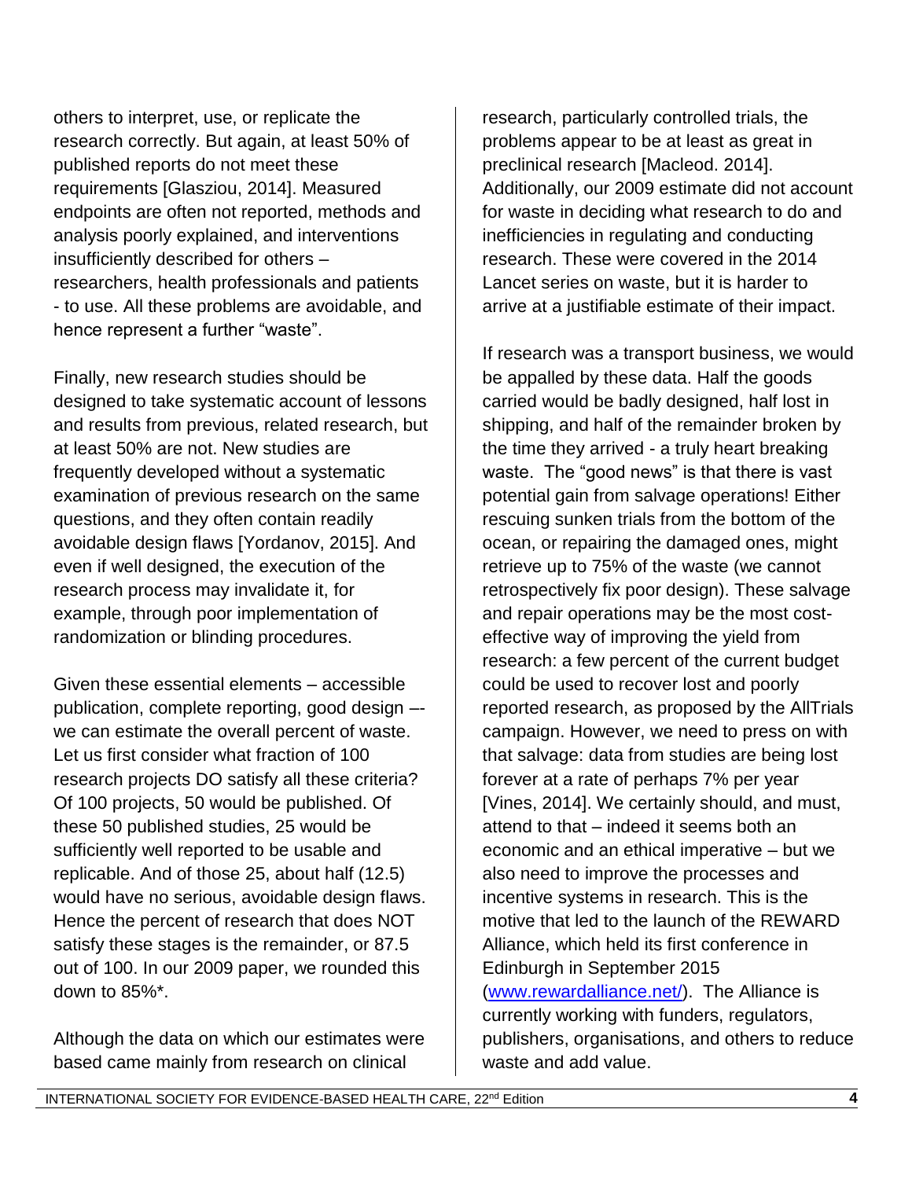others to interpret, use, or replicate the research correctly. But again, at least 50% of published reports do not meet these requirements [Glasziou, 2014]. Measured endpoints are often not reported, methods and analysis poorly explained, and interventions insufficiently described for others – researchers, health professionals and patients - to use. All these problems are avoidable, and hence represent a further "waste".

Finally, new research studies should be designed to take systematic account of lessons and results from previous, related research, but at least 50% are not. New studies are frequently developed without a systematic examination of previous research on the same questions, and they often contain readily avoidable design flaws [Yordanov, 2015]. And even if well designed, the execution of the research process may invalidate it, for example, through poor implementation of randomization or blinding procedures.

Given these essential elements – accessible publication, complete reporting, good design –- we can estimate the overall percent of waste. Let us first consider what fraction of 100 research projects DO satisfy all these criteria? Of 100 projects, 50 would be published. Of these 50 published studies, 25 would be sufficiently well reported to be usable and replicable. And of those 25, about half (12.5) would have no serious, avoidable design flaws. Hence the percent of research that does NOT satisfy these stages is the remainder, or 87.5 out of 100. In our 2009 paper, we rounded this down to 85%*.

Although the data on which our estimates were based came mainly from research on clinical research, particularly controlled trials, the problems appear to be at least as great in preclinical research [Macleod. 2014]. Additionally, our 2009 estimate did not account for waste in deciding what research to do and inefficiencies in regulating and conducting research. These were covered in the 2014 Lancet series on waste, but it is harder to arrive at a justifiable estimate of their impact.

If research was a transport business, we would be appalled by these data. Half the goods carried would be badly designed, half lost in shipping, and half of the remainder broken by the time they arrived - a truly heart breaking waste. The "good news" is that there is vast potential gain from salvage operations! Either rescuing sunken trials from the bottom of the ocean, or repairing the damaged ones, might retrieve up to 75% of the waste (we cannot retrospectively fix poor design). These salvage and repair operations may be the most cost-effective way of improving the yield from research: a few percent of the current budget could be used to recover lost and poorly reported research, as proposed by the AllTrials campaign. However, we need to press on with that salvage: data from studies are being lost forever at a rate of perhaps 7% per year [Vines, 2014]. We certainly should, and must, attend to that – indeed it seems both an economic and an ethical imperative – but we also need to improve the processes and incentive systems in research. This is the motive that led to the launch of the REWARD Alliance, which held its first conference in Edinburgh in September 2015 ([www.rewardalliance.net/](http://www.rewardalliance.net/)). The Alliance is currently working with funders, regulators, publishers, organisations, and others to reduce waste and add value.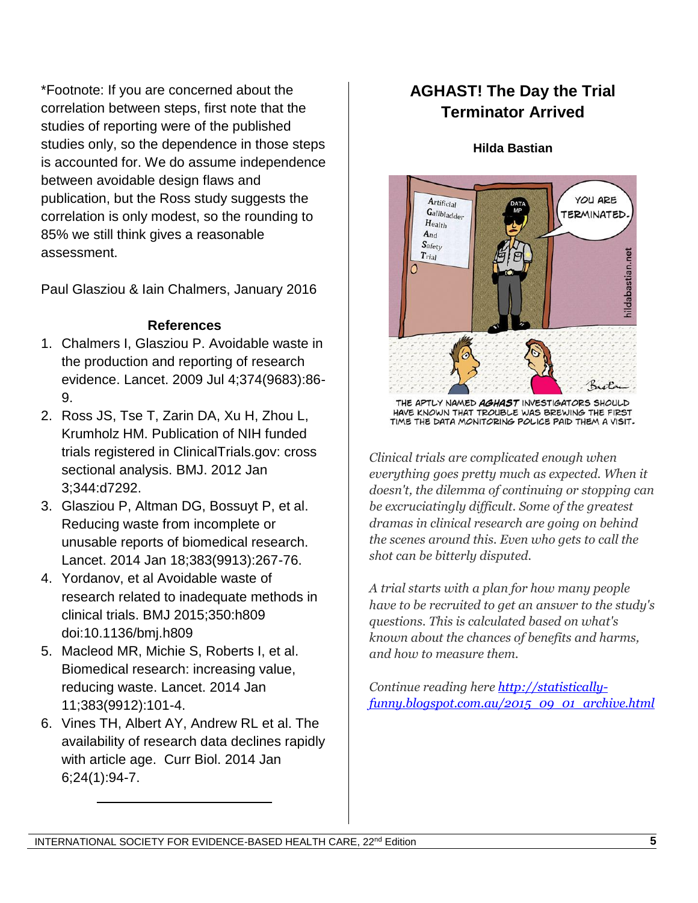*Footnote: If you are concerned about the correlation between steps, first note that the studies of reporting were of the published studies only, so the dependence in those steps is accounted for. We do assume independence between avoidable design flaws and publication, but the Ross study suggests the correlation is only modest, so the rounding to 85% we still think gives a reasonable assessment.

Paul Glasziou & Iain Chalmers, January 2016

### References

1. Chalmers I, Glasziou P. Avoidable waste in the production and reporting of research evidence. Lancet. 2009 Jul 4;374(9683):86-9.
2. Ross JS, Tse T, Zarin DA, Xu H, Zhou L, Krumholz HM. Publication of NIH funded trials registered in ClinicalTrials.gov: cross sectional analysis. BMJ. 2012 Jan 3;344:d7292.
3. Glasziou P, Altman DG, Bossuyt P, et al. Reducing waste from incomplete or unusable reports of biomedical research. Lancet. 2014 Jan 18;383(9913):267-76.
4. Yordanov, et al Avoidable waste of research related to inadequate methods in clinical trials. BMJ 2015;350:h809 doi:10.1136/bmj.h809
5. Macleod MR, Michie S, Roberts I, et al. Biomedical research: increasing value, reducing waste. Lancet. 2014 Jan 11;383(9912):101-4.
6. Vines TH, Albert AY, Andrew RL et al. The availability of research data declines rapidly with article age. Curr Biol. 2014 Jan 6;24(1):94-7.

---

## AGHAST! The Day the Trial Terminator Arrived

**Hilda Bastian**

THE APTLY NAMED ***AGHAST*** INVESTIGATORS SHOULD HAVE KNOWN THAT TROUBLE WAS BREWING THE FIRST TIME THE DATA MONITORING POLICE PAID THEM A VISIT.

*Clinical trials are complicated enough when everything goes pretty much as expected. When it doesn't, the dilemma of continuing or stopping can be excruciatingly difficult. Some of the greatest dramas in clinical research are going on behind the scenes around this. Even who gets to call the shot can be bitterly disputed.*

*A trial starts with a plan for how many people have to be recruited to get an answer to the study's questions. This is calculated based on what's known about the chances of benefits and harms, and how to measure them.*

*Continue reading here [http://statistically-funny.blogspot.com.au/2015_09_01_archive.html](http://statistically-funny.blogspot.com.au/2015_09_01_archive.html)*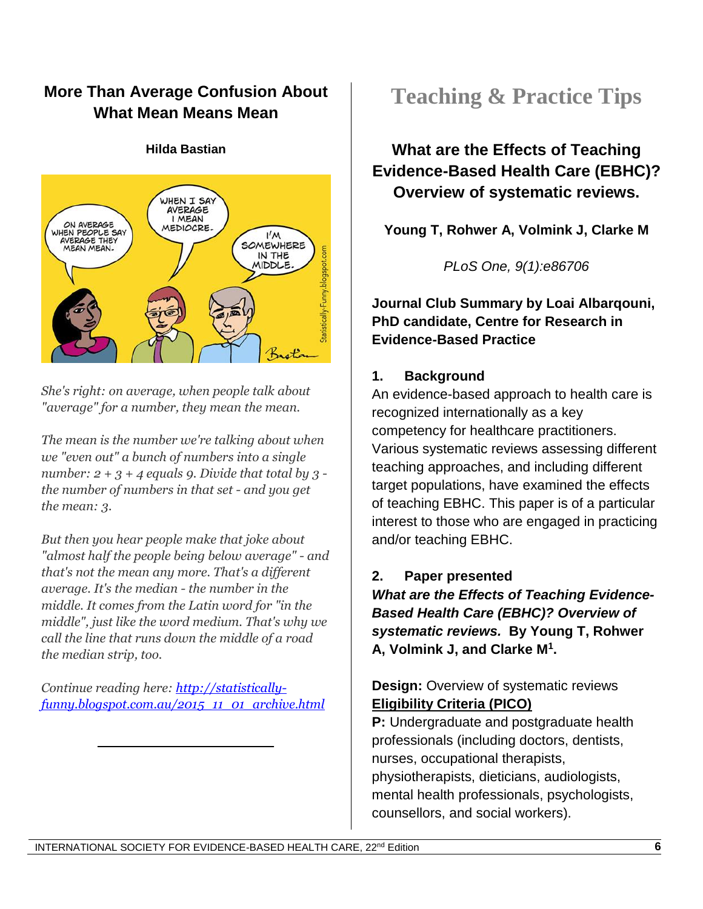## More Than Average Confusion About What Mean Means Mean

**Hilda Bastian**

*She's right: on average, when people talk about "average" for a number, they mean the mean.*

*The mean is the number we're talking about when we "even out" a bunch of numbers into a single number: 2 + 3 + 4 equals 9. Divide that total by 3 - the number of numbers in that set - and you get the mean: 3.*

*But then you hear people make that joke about "almost half the people being below average" - and that's not the mean any more. That's a different average. It's the median - the number in the middle. It comes from the Latin word for "in the middle", just like the word medium. That's why we call the line that runs down the middle of a road the median strip, too.*

*Continue reading here: [http://statistically-funny.blogspot.com.au/2015_11_01_archive.html](http://statistically-funny.blogspot.com.au/2015_11_01_archive.html)*

---

# Teaching & Practice Tips

## What are the Effects of Teaching Evidence-Based Health Care (EBHC)? Overview of systematic reviews.

**Young T, Rohwer A, Volmink J, Clarke M**

*PLoS One, 9(1):e86706*

**Journal Club Summary by Loai Albarqouni, PhD candidate, Centre for Research in Evidence-Based Practice**

### 1. Background

An evidence-based approach to health care is recognized internationally as a key competency for healthcare practitioners. Various systematic reviews assessing different teaching approaches, and including different target populations, have examined the effects of teaching EBHC. This paper is of a particular interest to those who are engaged in practicing and/or teaching EBHC.

### 2. Paper presented

***What are the Effects of Teaching Evidence-Based Health Care (EBHC)? Overview of systematic reviews.*** **By Young T, Rohwer A, Volmink J, and Clarke M[1].**

**Design:** Overview of systematic reviews

**Eligibility Criteria (PICO)**

**P:** Undergraduate and postgraduate health professionals (including doctors, dentists, nurses, occupational therapists, physiotherapists, dieticians, audiologists, mental health professionals, psychologists, counsellors, and social workers).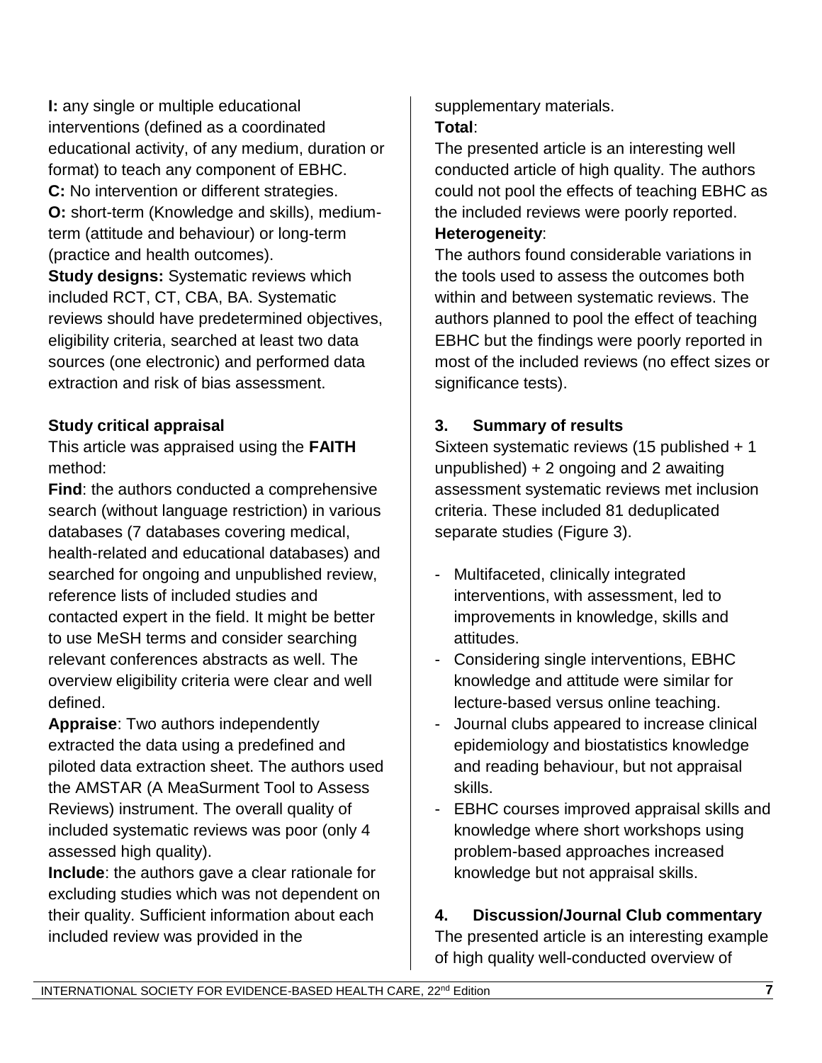**I:** any single or multiple educational interventions (defined as a coordinated educational activity, of any medium, duration or format) to teach any component of EBHC.

**C:** No intervention or different strategies.

**O:** short-term (Knowledge and skills), medium-term (attitude and behaviour) or long-term (practice and health outcomes).

**Study designs:** Systematic reviews which included RCT, CT, CBA, BA. Systematic reviews should have predetermined objectives, eligibility criteria, searched at least two data sources (one electronic) and performed data extraction and risk of bias assessment.

**Study critical appraisal**

This article was appraised using the **FAITH** method:

**Find**: the authors conducted a comprehensive search (without language restriction) in various databases (7 databases covering medical, health-related and educational databases) and searched for ongoing and unpublished review, reference lists of included studies and contacted expert in the field. It might be better to use MeSH terms and consider searching relevant conferences abstracts as well. The overview eligibility criteria were clear and well defined.

**Appraise**: Two authors independently extracted the data using a predefined and piloted data extraction sheet. The authors used the AMSTAR (A MeaSurment Tool to Assess Reviews) instrument. The overall quality of included systematic reviews was poor (only 4 assessed high quality).

**Include**: the authors gave a clear rationale for excluding studies which was not dependent on their quality. Sufficient information about each included review was provided in the supplementary materials.

**Total**:

The presented article is an interesting well conducted article of high quality. The authors could not pool the effects of teaching EBHC as the included reviews were poorly reported.

**Heterogeneity**:

The authors found considerable variations in the tools used to assess the outcomes both within and between systematic reviews. The authors planned to pool the effect of teaching EBHC but the findings were poorly reported in most of the included reviews (no effect sizes or significance tests).

## 3. Summary of results

Sixteen systematic reviews (15 published + 1 unpublished) + 2 ongoing and 2 awaiting assessment systematic reviews met inclusion criteria. These included 81 deduplicated separate studies (Figure 3).

- Multifaceted, clinically integrated interventions, with assessment, led to improvements in knowledge, skills and attitudes.
- Considering single interventions, EBHC knowledge and attitude were similar for lecture-based versus online teaching.
- Journal clubs appeared to increase clinical epidemiology and biostatistics knowledge and reading behaviour, but not appraisal skills.
- EBHC courses improved appraisal skills and knowledge where short workshops using problem-based approaches increased knowledge but not appraisal skills.

## 4. Discussion/Journal Club commentary

The presented article is an interesting example of high quality well-conducted overview of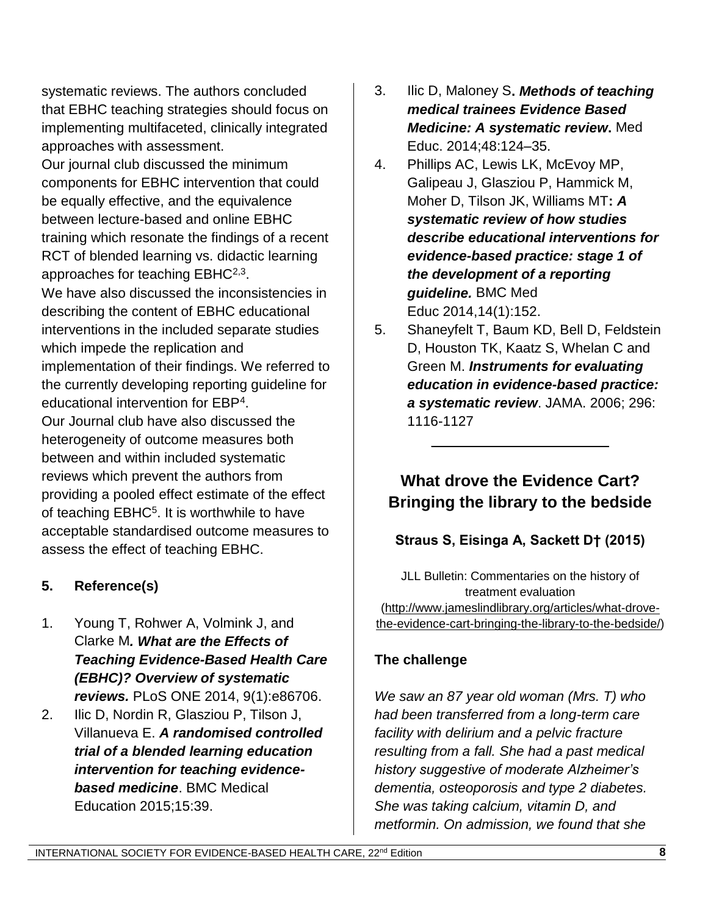systematic reviews. The authors concluded that EBHC teaching strategies should focus on implementing multifaceted, clinically integrated approaches with assessment.

Our journal club discussed the minimum components for EBHC intervention that could be equally effective, and the equivalence between lecture-based and online EBHC training which resonate the findings of a recent RCT of blended learning vs. didactic learning approaches for teaching EBHC[2,3].

We have also discussed the inconsistencies in describing the content of EBHC educational interventions in the included separate studies which impede the replication and implementation of their findings. We referred to the currently developing reporting guideline for educational intervention for EBP[4].

Our Journal club have also discussed the heterogeneity of outcome measures both between and within included systematic reviews which prevent the authors from providing a pooled effect estimate of the effect of teaching EBHC[5]. It is worthwhile to have acceptable standardised outcome measures to assess the effect of teaching EBHC.

## 5. Reference(s)

1. Young T, Rohwer A, Volmink J, and Clarke M***. What are the Effects of Teaching Evidence-Based Health Care (EBHC)? Overview of systematic reviews.*** PLoS ONE 2014, 9(1):e86706.
2. Ilic D, Nordin R, Glasziou P, Tilson J, Villanueva E. ***A randomised controlled trial of a blended learning education intervention for teaching evidence-based medicine***. BMC Medical Education 2015;15:39.
3. Ilic D, Maloney S**. *Methods of teaching medical trainees Evidence Based Medicine: A systematic review*.** Med Educ. 2014;48:124–35.
4. Phillips AC, Lewis LK, McEvoy MP, Galipeau J, Glasziou P, Hammick M, Moher D, Tilson JK, Williams MT***: A systematic review of how studies describe educational interventions for evidence-based practice: stage 1 of the development of a reporting guideline.*** BMC Med Educ 2014,14(1):152.
5. Shaneyfelt T, Baum KD, Bell D, Feldstein D, Houston TK, Kaatz S, Whelan C and Green M. ***Instruments for evaluating education in evidence-based practice: a systematic review***. JAMA. 2006; 296: 1116-1127

---

## What drove the Evidence Cart? Bringing the library to the bedside

**Straus S, Eisinga A, Sackett D† (2015)**

JLL Bulletin: Commentaries on the history of treatment evaluation (http://www.jameslindlibrary.org/articles/what-drove-the-evidence-cart-bringing-the-library-to-the-bedside/)

### The challenge

*We saw an 87 year old woman (Mrs. T) who had been transferred from a long-term care facility with delirium and a pelvic fracture resulting from a fall. She had a past medical history suggestive of moderate Alzheimer's dementia, osteoporosis and type 2 diabetes. She was taking calcium, vitamin D, and metformin. On admission, we found that she*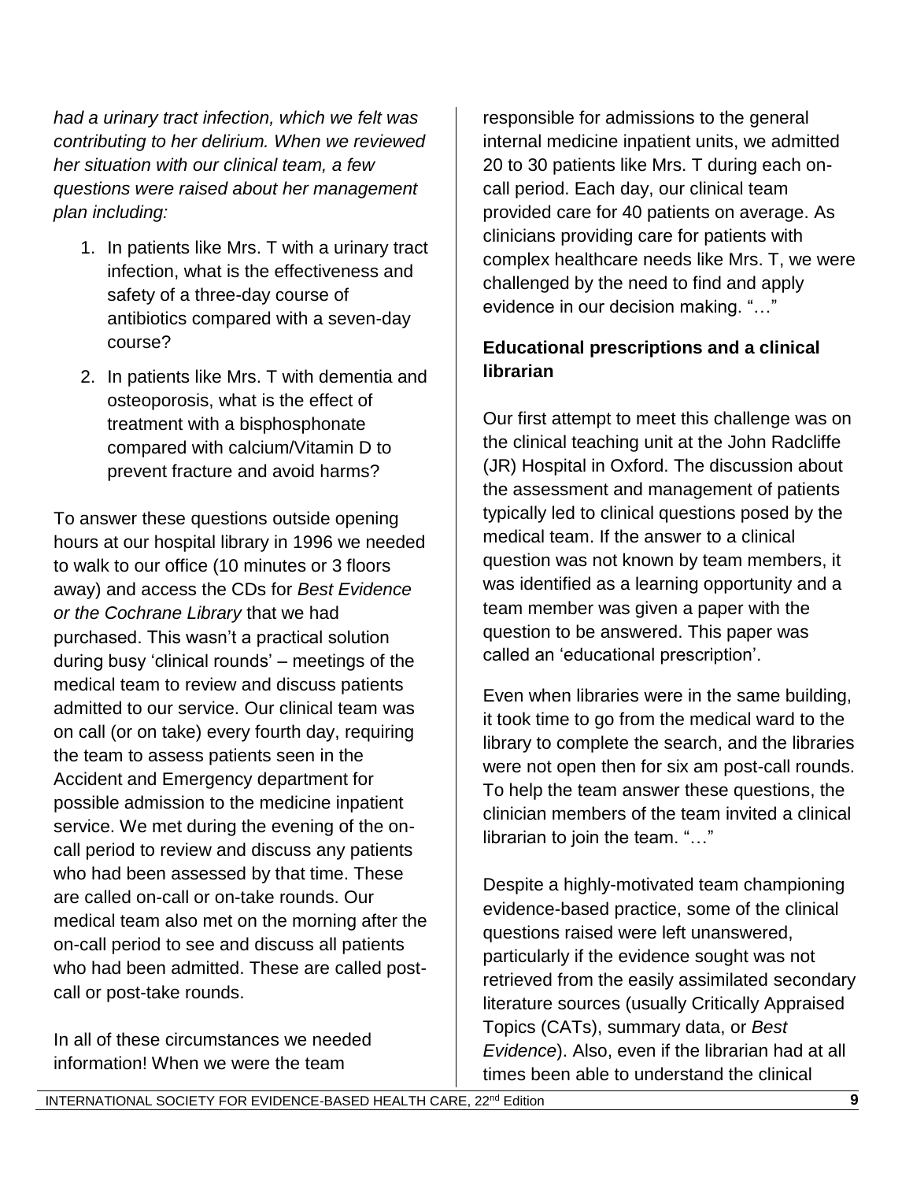*had a urinary tract infection, which we felt was contributing to her delirium. When we reviewed her situation with our clinical team, a few questions were raised about her management plan including:*

1. In patients like Mrs. T with a urinary tract infection, what is the effectiveness and safety of a three-day course of antibiotics compared with a seven-day course?
2. In patients like Mrs. T with dementia and osteoporosis, what is the effect of treatment with a bisphosphonate compared with calcium/Vitamin D to prevent fracture and avoid harms?

To answer these questions outside opening hours at our hospital library in 1996 we needed to walk to our office (10 minutes or 3 floors away) and access the CDs for *Best Evidence or the Cochrane Library* that we had purchased. This wasn't a practical solution during busy 'clinical rounds' – meetings of the medical team to review and discuss patients admitted to our service. Our clinical team was on call (or on take) every fourth day, requiring the team to assess patients seen in the Accident and Emergency department for possible admission to the medicine inpatient service. We met during the evening of the on-call period to review and discuss any patients who had been assessed by that time. These are called on-call or on-take rounds. Our medical team also met on the morning after the on-call period to see and discuss all patients who had been admitted. These are called post-call or post-take rounds.

In all of these circumstances we needed information! When we were the team responsible for admissions to the general internal medicine inpatient units, we admitted 20 to 30 patients like Mrs. T during each on-call period. Each day, our clinical team provided care for 40 patients on average. As clinicians providing care for patients with complex healthcare needs like Mrs. T, we were challenged by the need to find and apply evidence in our decision making. "…"

### Educational prescriptions and a clinical librarian

Our first attempt to meet this challenge was on the clinical teaching unit at the John Radcliffe (JR) Hospital in Oxford. The discussion about the assessment and management of patients typically led to clinical questions posed by the medical team. If the answer to a clinical question was not known by team members, it was identified as a learning opportunity and a team member was given a paper with the question to be answered. This paper was called an 'educational prescription'.

Even when libraries were in the same building, it took time to go from the medical ward to the library to complete the search, and the libraries were not open then for six am post-call rounds. To help the team answer these questions, the clinician members of the team invited a clinical librarian to join the team. "…"

Despite a highly-motivated team championing evidence-based practice, some of the clinical questions raised were left unanswered, particularly if the evidence sought was not retrieved from the easily assimilated secondary literature sources (usually Critically Appraised Topics (CATs), summary data, or *Best Evidence*). Also, even if the librarian had at all times been able to understand the clinical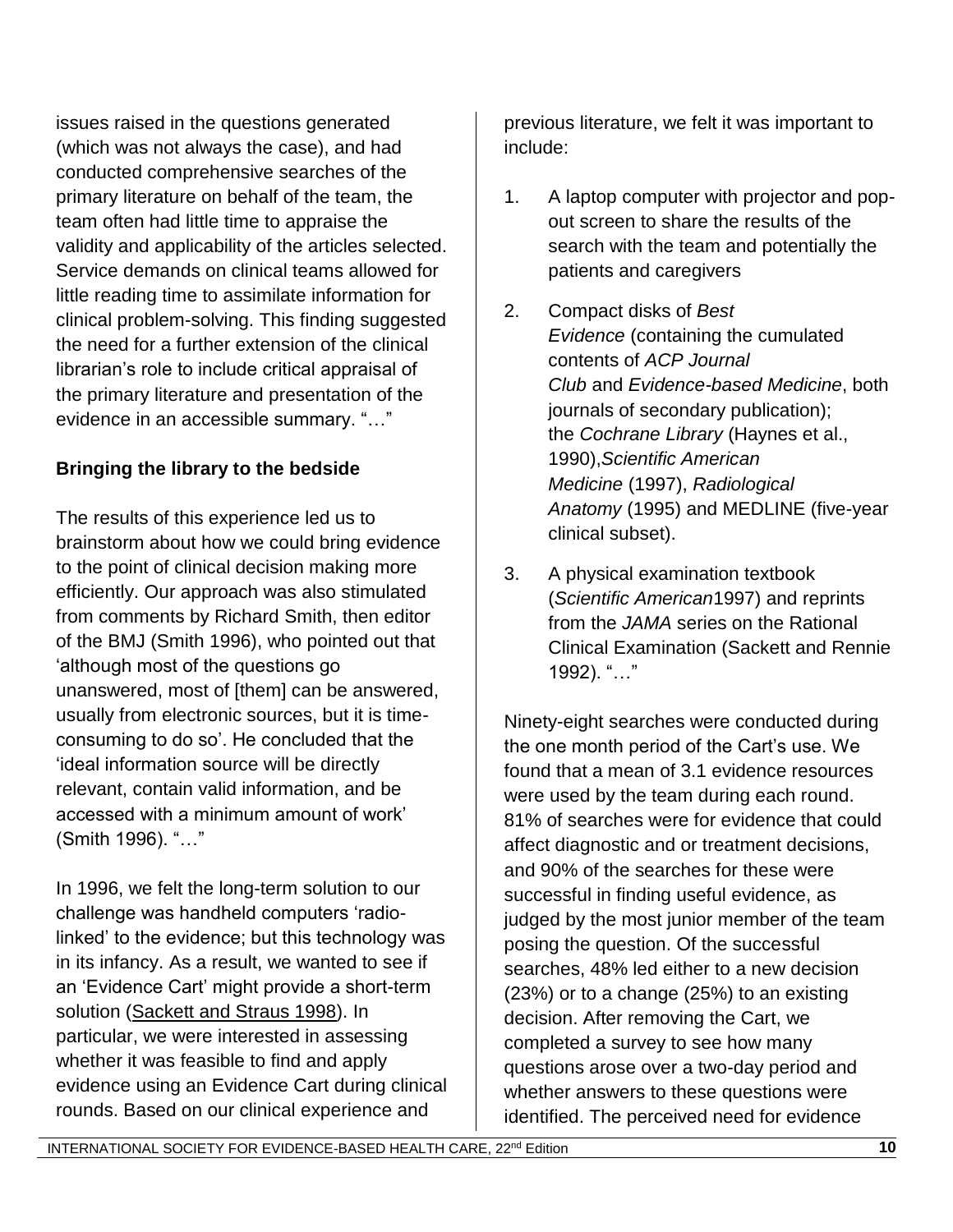issues raised in the questions generated (which was not always the case), and had conducted comprehensive searches of the primary literature on behalf of the team, the team often had little time to appraise the validity and applicability of the articles selected. Service demands on clinical teams allowed for little reading time to assimilate information for clinical problem-solving. This finding suggested the need for a further extension of the clinical librarian's role to include critical appraisal of the primary literature and presentation of the evidence in an accessible summary. "…"

**Bringing the library to the bedside**

The results of this experience led us to brainstorm about how we could bring evidence to the point of clinical decision making more efficiently. Our approach was also stimulated from comments by Richard Smith, then editor of the BMJ (Smith 1996), who pointed out that 'although most of the questions go unanswered, most of [them] can be answered, usually from electronic sources, but it is time-consuming to do so'. He concluded that the 'ideal information source will be directly relevant, contain valid information, and be accessed with a minimum amount of work' (Smith 1996). "…"

In 1996, we felt the long-term solution to our challenge was handheld computers 'radio-linked' to the evidence; but this technology was in its infancy. As a result, we wanted to see if an 'Evidence Cart' might provide a short-term solution (Sackett and Straus 1998). In particular, we were interested in assessing whether it was feasible to find and apply evidence using an Evidence Cart during clinical rounds. Based on our clinical experience and previous literature, we felt it was important to include:

1. A laptop computer with projector and pop-out screen to share the results of the search with the team and potentially the patients and caregivers
2. Compact disks of *Best Evidence* (containing the cumulated contents of *ACP Journal Club* and *Evidence-based Medicine*, both journals of secondary publication); the *Cochrane Library* (Haynes et al., 1990),*Scientific American Medicine* (1997), *Radiological Anatomy* (1995) and MEDLINE (five-year clinical subset).
3. A physical examination textbook (*Scientific American*1997) and reprints from the *JAMA* series on the Rational Clinical Examination (Sackett and Rennie 1992). "…"

Ninety-eight searches were conducted during the one month period of the Cart's use. We found that a mean of 3.1 evidence resources were used by the team during each round. 81% of searches were for evidence that could affect diagnostic and or treatment decisions, and 90% of the searches for these were successful in finding useful evidence, as judged by the most junior member of the team posing the question. Of the successful searches, 48% led either to a new decision (23%) or to a change (25%) to an existing decision. After removing the Cart, we completed a survey to see how many questions arose over a two-day period and whether answers to these questions were identified. The perceived need for evidence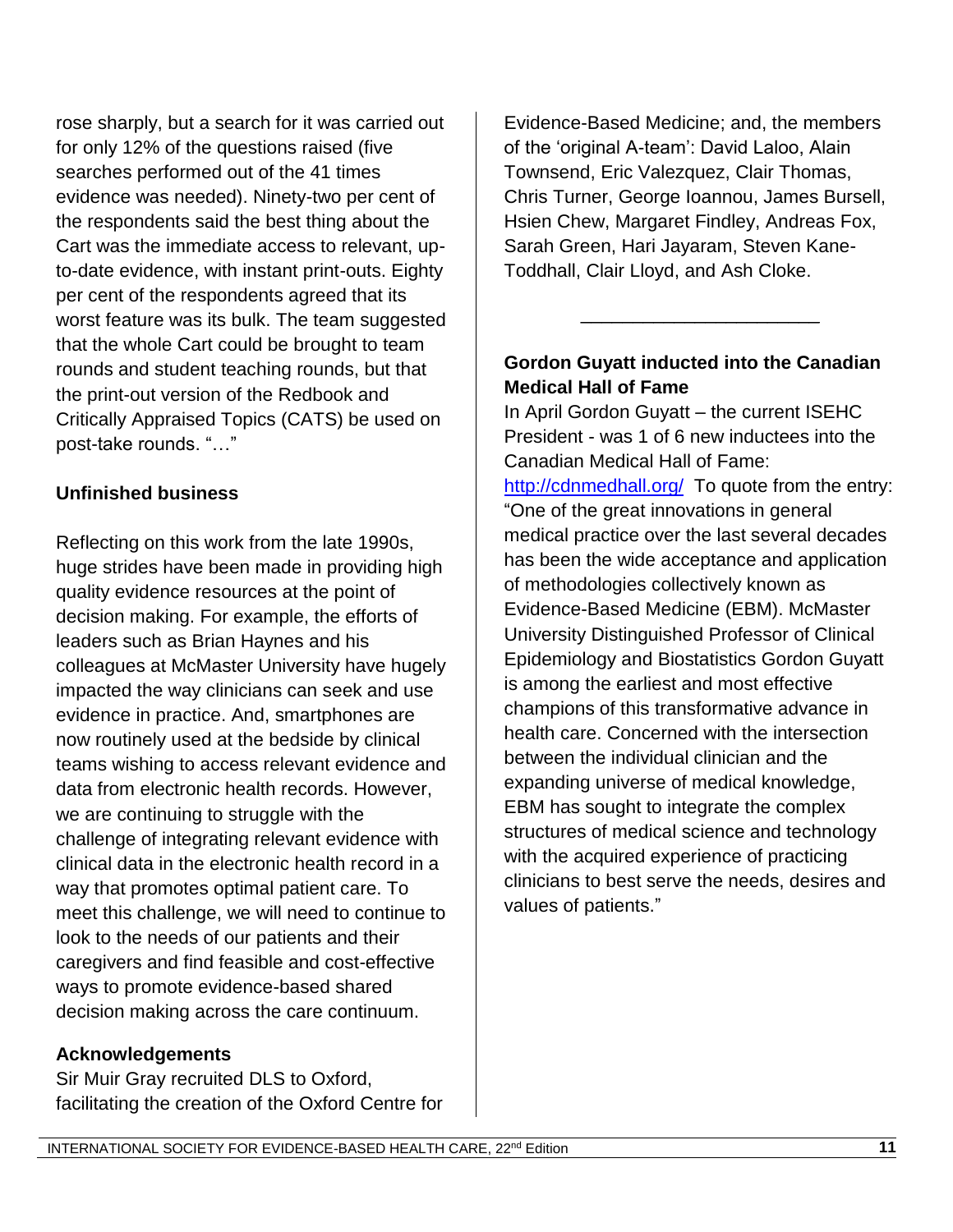rose sharply, but a search for it was carried out for only 12% of the questions raised (five searches performed out of the 41 times evidence was needed). Ninety-two per cent of the respondents said the best thing about the Cart was the immediate access to relevant, up-to-date evidence, with instant print-outs. Eighty per cent of the respondents agreed that its worst feature was its bulk. The team suggested that the whole Cart could be brought to team rounds and student teaching rounds, but that the print-out version of the Redbook and Critically Appraised Topics (CATS) be used on post-take rounds. "…"

**Unfinished business**

Reflecting on this work from the late 1990s, huge strides have been made in providing high quality evidence resources at the point of decision making. For example, the efforts of leaders such as Brian Haynes and his colleagues at McMaster University have hugely impacted the way clinicians can seek and use evidence in practice. And, smartphones are now routinely used at the bedside by clinical teams wishing to access relevant evidence and data from electronic health records. However, we are continuing to struggle with the challenge of integrating relevant evidence with clinical data in the electronic health record in a way that promotes optimal patient care. To meet this challenge, we will need to continue to look to the needs of our patients and their caregivers and find feasible and cost-effective ways to promote evidence-based shared decision making across the care continuum.

**Acknowledgements**

Sir Muir Gray recruited DLS to Oxford, facilitating the creation of the Oxford Centre for Evidence-Based Medicine; and, the members of the 'original A-team': David Laloo, Alain Townsend, Eric Valezquez, Clair Thomas, Chris Turner, George Ioannou, James Bursell, Hsien Chew, Margaret Findley, Andreas Fox, Sarah Green, Hari Jayaram, Steven Kane-Toddhall, Clair Lloyd, and Ash Cloke.

---

**Gordon Guyatt inducted into the Canadian Medical Hall of Fame**

In April Gordon Guyatt – the current ISEHC President - was 1 of 6 new inductees into the Canadian Medical Hall of Fame: http://cdnmedhall.org/ To quote from the entry: "One of the great innovations in general medical practice over the last several decades has been the wide acceptance and application of methodologies collectively known as Evidence-Based Medicine (EBM). McMaster University Distinguished Professor of Clinical Epidemiology and Biostatistics Gordon Guyatt is among the earliest and most effective champions of this transformative advance in health care. Concerned with the intersection between the individual clinician and the expanding universe of medical knowledge, EBM has sought to integrate the complex structures of medical science and technology with the acquired experience of practicing clinicians to best serve the needs, desires and values of patients."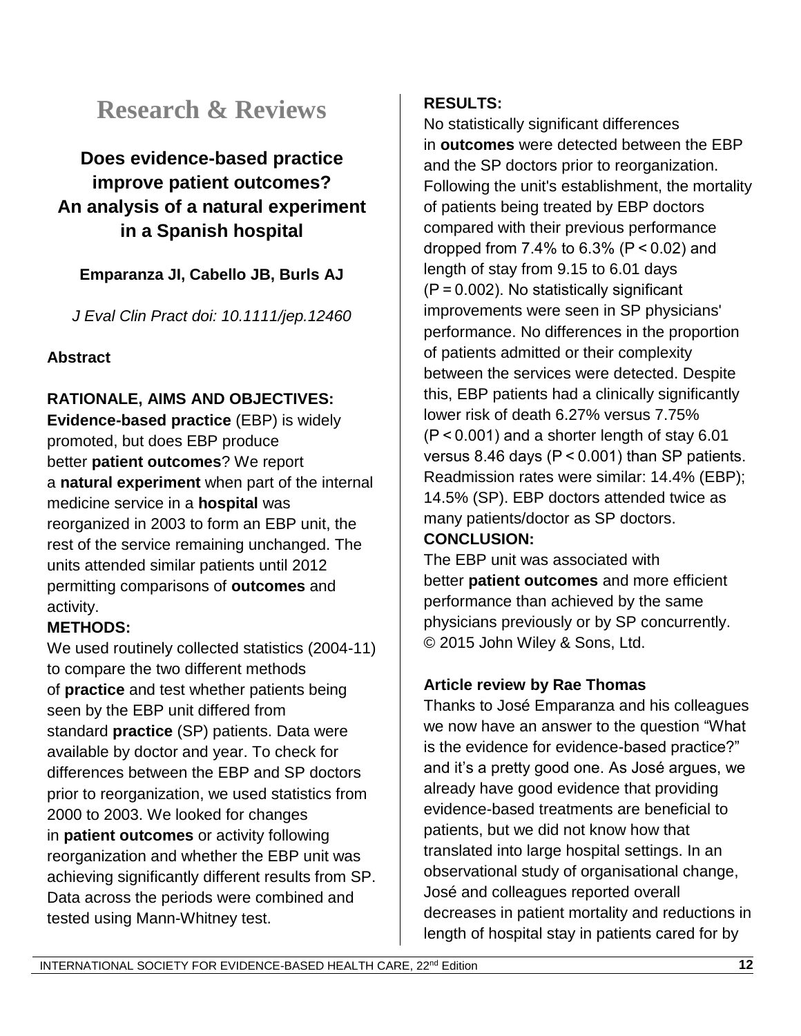# Research & Reviews

## Does evidence-based practice improve patient outcomes? An analysis of a natural experiment in a Spanish hospital

**Emparanza JI, Cabello JB, Burls AJ**

*J Eval Clin Pract doi: 10.1111/jep.12460*

### Abstract

**RATIONALE, AIMS AND OBJECTIVES:**
**Evidence-based practice** (EBP) is widely promoted, but does EBP produce better **patient outcomes**? We report a **natural experiment** when part of the internal medicine service in a **hospital** was reorganized in 2003 to form an EBP unit, the rest of the service remaining unchanged. The units attended similar patients until 2012 permitting comparisons of **outcomes** and activity.

**METHODS:**
We used routinely collected statistics (2004-11) to compare the two different methods of **practice** and test whether patients being seen by the EBP unit differed from standard **practice** (SP) patients. Data were available by doctor and year. To check for differences between the EBP and SP doctors prior to reorganization, we used statistics from 2000 to 2003. We looked for changes in **patient outcomes** or activity following reorganization and whether the EBP unit was achieving significantly different results from SP. Data across the periods were combined and tested using Mann-Whitney test.

**RESULTS:**
No statistically significant differences in **outcomes** were detected between the EBP and the SP doctors prior to reorganization. Following the unit's establishment, the mortality of patients being treated by EBP doctors compared with their previous performance dropped from 7.4% to 6.3% ($P < 0.02$) and length of stay from 9.15 to 6.01 days ($P = 0.002$). No statistically significant improvements were seen in SP physicians' performance. No differences in the proportion of patients admitted or their complexity between the services were detected. Despite this, EBP patients had a clinically significantly lower risk of death 6.27% versus 7.75% ($P < 0.001$) and a shorter length of stay 6.01 versus 8.46 days ($P < 0.001$) than SP patients. Readmission rates were similar: 14.4% (EBP); 14.5% (SP). EBP doctors attended twice as many patients/doctor as SP doctors.

**CONCLUSION:**
The EBP unit was associated with better **patient outcomes** and more efficient performance than achieved by the same physicians previously or by SP concurrently.
© 2015 John Wiley & Sons, Ltd.

### Article review by Rae Thomas

Thanks to José Emparanza and his colleagues we now have an answer to the question "What is the evidence for evidence-based practice?" and it's a pretty good one. As José argues, we already have good evidence that providing evidence-based treatments are beneficial to patients, but we did not know how that translated into large hospital settings. In an observational study of organisational change, José and colleagues reported overall decreases in patient mortality and reductions in length of hospital stay in patients cared for by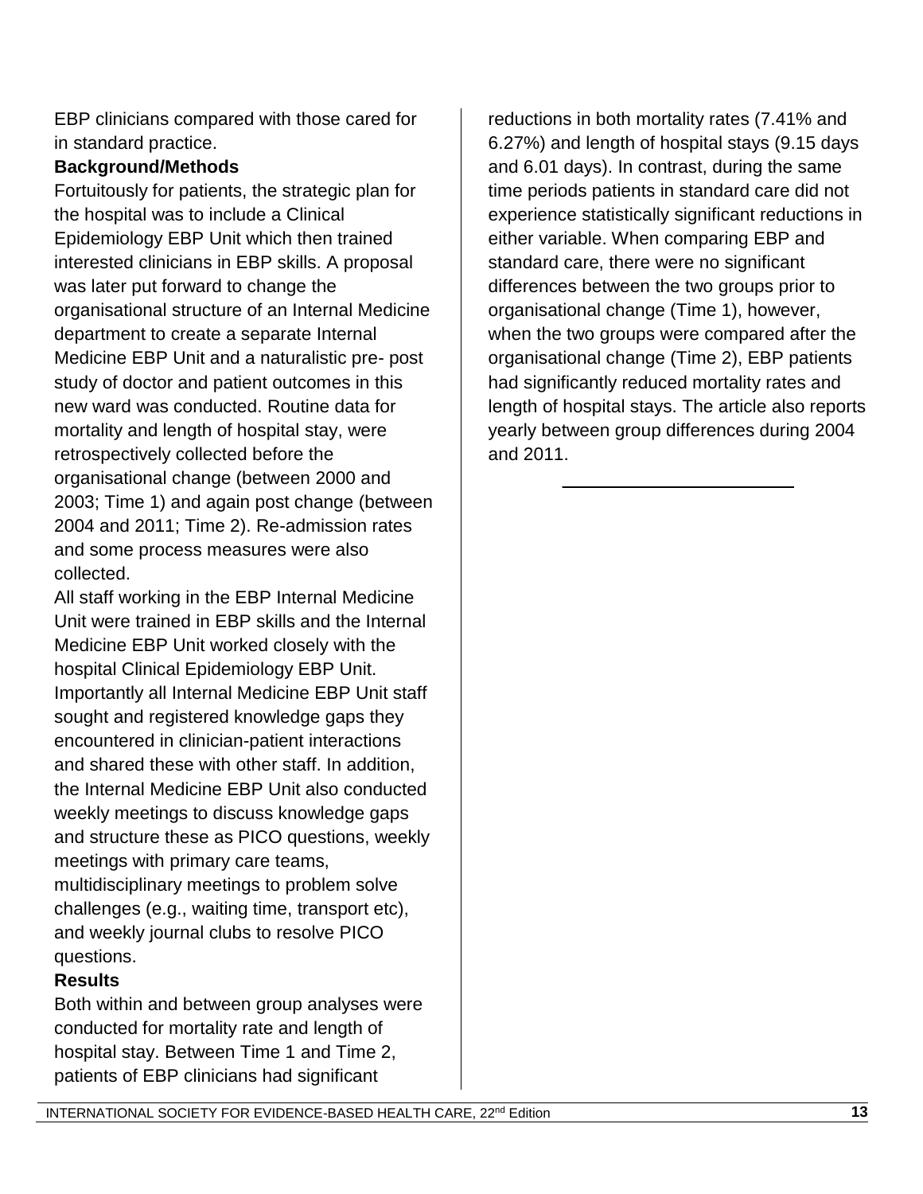EBP clinicians compared with those cared for in standard practice.

**Background/Methods**

Fortuitously for patients, the strategic plan for the hospital was to include a Clinical Epidemiology EBP Unit which then trained interested clinicians in EBP skills. A proposal was later put forward to change the organisational structure of an Internal Medicine department to create a separate Internal Medicine EBP Unit and a naturalistic pre- post study of doctor and patient outcomes in this new ward was conducted. Routine data for mortality and length of hospital stay, were retrospectively collected before the organisational change (between 2000 and 2003; Time 1) and again post change (between 2004 and 2011; Time 2). Re-admission rates and some process measures were also collected.

All staff working in the EBP Internal Medicine Unit were trained in EBP skills and the Internal Medicine EBP Unit worked closely with the hospital Clinical Epidemiology EBP Unit. Importantly all Internal Medicine EBP Unit staff sought and registered knowledge gaps they encountered in clinician-patient interactions and shared these with other staff. In addition, the Internal Medicine EBP Unit also conducted weekly meetings to discuss knowledge gaps and structure these as PICO questions, weekly meetings with primary care teams, multidisciplinary meetings to problem solve challenges (e.g., waiting time, transport etc), and weekly journal clubs to resolve PICO questions.

**Results**

Both within and between group analyses were conducted for mortality rate and length of hospital stay. Between Time 1 and Time 2, patients of EBP clinicians had significant reductions in both mortality rates (7.41% and 6.27%) and length of hospital stays (9.15 days and 6.01 days). In contrast, during the same time periods patients in standard care did not experience statistically significant reductions in either variable. When comparing EBP and standard care, there were no significant differences between the two groups prior to organisational change (Time 1), however, when the two groups were compared after the organisational change (Time 2), EBP patients had significantly reduced mortality rates and length of hospital stays. The article also reports yearly between group differences during 2004 and 2011.

---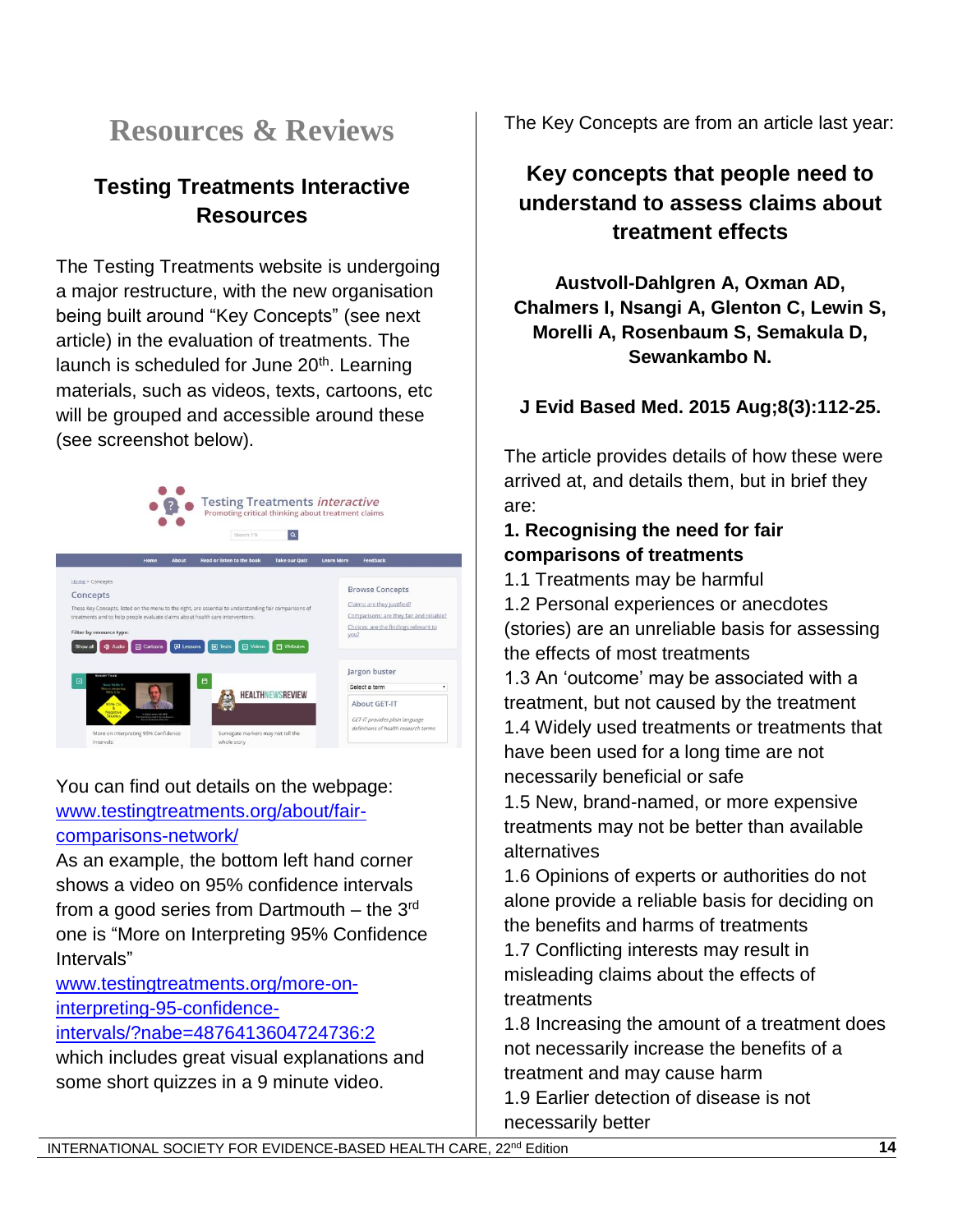## Resources & Reviews

### Testing Treatments Interactive Resources

The Testing Treatments website is undergoing a major restructure, with the new organisation being built around "Key Concepts" (see next article) in the evaluation of treatments. The launch is scheduled for June 20th. Learning materials, such as videos, texts, cartoons, etc will be grouped and accessible around these (see screenshot below).

You can find out details on the webpage: [www.testingtreatments.org/about/fair-comparisons-network/](http://www.testingtreatments.org/about/fair-comparisons-network/)

As an example, the bottom left hand corner shows a video on 95% confidence intervals from a good series from Dartmouth – the 3rd one is "More on Interpreting 95% Confidence Intervals"

[www.testingtreatments.org/more-on-interpreting-95-confidence-intervals/?nabe=4876413604724736:2](http://www.testingtreatments.org/more-on-interpreting-95-confidence-intervals/?nabe=4876413604724736:2)

which includes great visual explanations and some short quizzes in a 9 minute video.

The Key Concepts are from an article last year:

### Key concepts that people need to understand to assess claims about treatment effects

**Austvoll-Dahlgren A, Oxman AD, Chalmers I, Nsangi A, Glenton C, Lewin S, Morelli A, Rosenbaum S, Semakula D, Sewankambo N.**

**J Evid Based Med. 2015 Aug;8(3):112-25.**

The article provides details of how these were arrived at, and details them, but in brief they are:

**1. Recognising the need for fair comparisons of treatments**

1.1 Treatments may be harmful

1.2 Personal experiences or anecdotes (stories) are an unreliable basis for assessing the effects of most treatments

1.3 An 'outcome' may be associated with a treatment, but not caused by the treatment

1.4 Widely used treatments or treatments that have been used for a long time are not necessarily beneficial or safe

1.5 New, brand-named, or more expensive treatments may not be better than available alternatives

1.6 Opinions of experts or authorities do not alone provide a reliable basis for deciding on the benefits and harms of treatments

1.7 Conflicting interests may result in misleading claims about the effects of treatments

1.8 Increasing the amount of a treatment does not necessarily increase the benefits of a treatment and may cause harm

1.9 Earlier detection of disease is not necessarily better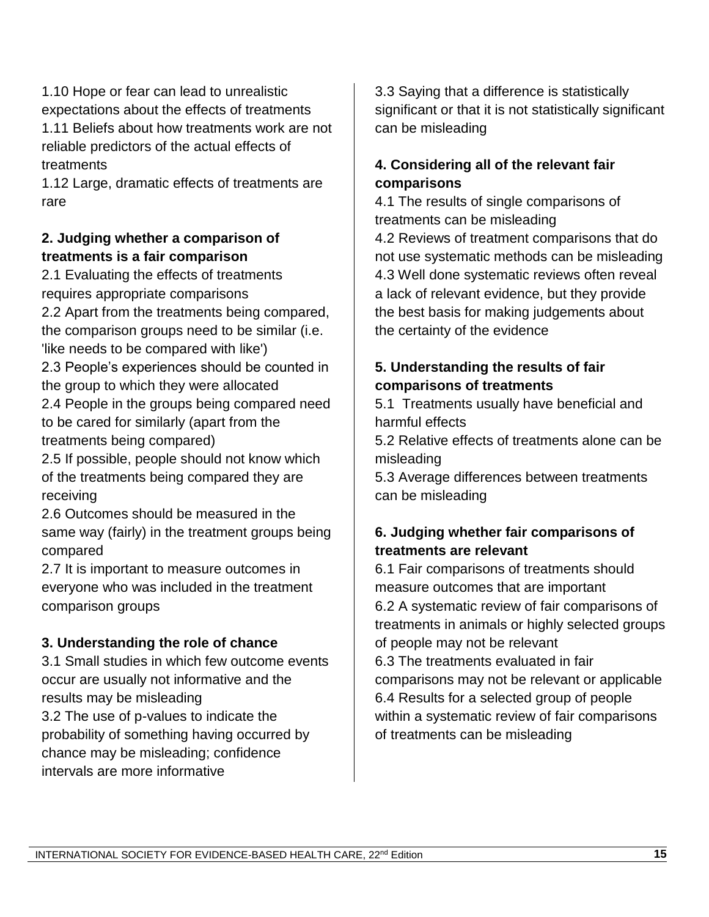1.10 Hope or fear can lead to unrealistic expectations about the effects of treatments
1.11 Beliefs about how treatments work are not reliable predictors of the actual effects of treatments
1.12 Large, dramatic effects of treatments are rare

**2. Judging whether a comparison of treatments is a fair comparison**

2.1 Evaluating the effects of treatments requires appropriate comparisons
2.2 Apart from the treatments being compared, the comparison groups need to be similar (i.e. 'like needs to be compared with like')
2.3 People's experiences should be counted in the group to which they were allocated
2.4 People in the groups being compared need to be cared for similarly (apart from the treatments being compared)
2.5 If possible, people should not know which of the treatments being compared they are receiving
2.6 Outcomes should be measured in the same way (fairly) in the treatment groups being compared
2.7 It is important to measure outcomes in everyone who was included in the treatment comparison groups

**3. Understanding the role of chance**

3.1 Small studies in which few outcome events occur are usually not informative and the results may be misleading
3.2 The use of p-values to indicate the probability of something having occurred by chance may be misleading; confidence intervals are more informative
3.3 Saying that a difference is statistically significant or that it is not statistically significant can be misleading

**4. Considering all of the relevant fair comparisons**

4.1 The results of single comparisons of treatments can be misleading
4.2 Reviews of treatment comparisons that do not use systematic methods can be misleading
4.3 Well done systematic reviews often reveal a lack of relevant evidence, but they provide the best basis for making judgements about the certainty of the evidence

**5. Understanding the results of fair comparisons of treatments**

5.1 Treatments usually have beneficial and harmful effects
5.2 Relative effects of treatments alone can be misleading
5.3 Average differences between treatments can be misleading

**6. Judging whether fair comparisons of treatments are relevant**

6.1 Fair comparisons of treatments should measure outcomes that are important
6.2 A systematic review of fair comparisons of treatments in animals or highly selected groups of people may not be relevant
6.3 The treatments evaluated in fair comparisons may not be relevant or applicable
6.4 Results for a selected group of people within a systematic review of fair comparisons of treatments can be misleading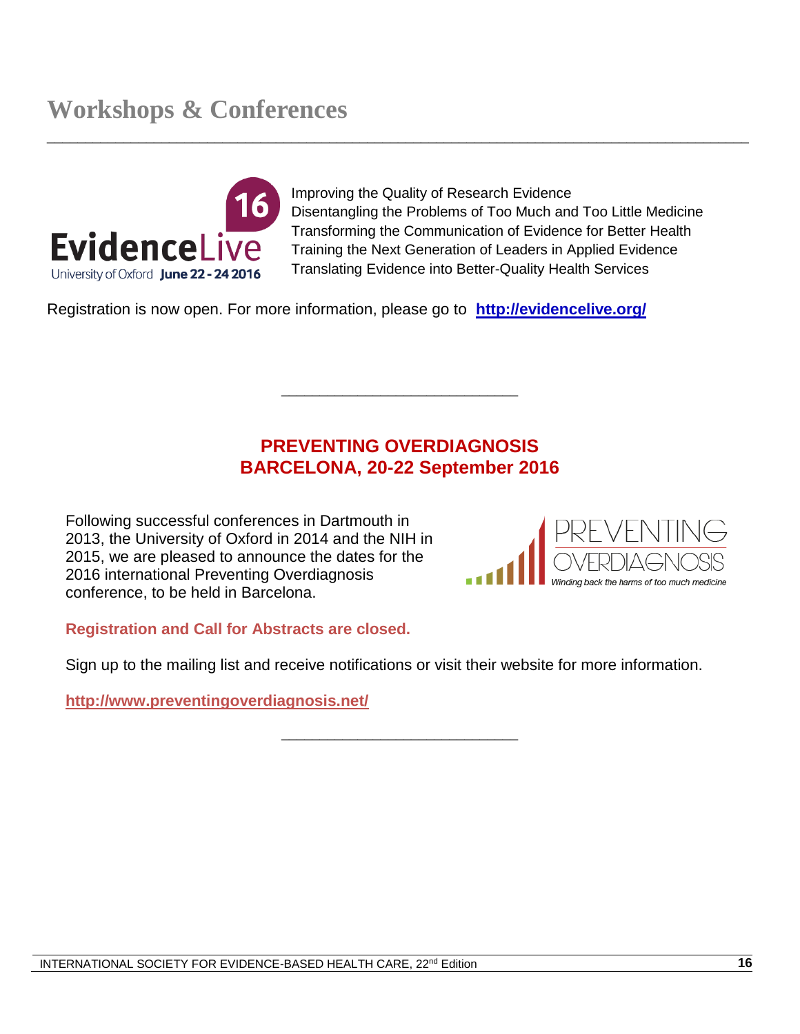# Workshops & Conferences

Improving the Quality of Research Evidence
Disentangling the Problems of Too Much and Too Little Medicine
Transforming the Communication of Evidence for Better Health
Training the Next Generation of Leaders in Applied Evidence
Translating Evidence into Better-Quality Health Services

Registration is now open. For more information, please go to **http://evidencelive.org/**

---

## PREVENTING OVERDIAGNOSIS
## BARCELONA, 20-22 September 2016

Following successful conferences in Dartmouth in 2013, the University of Oxford in 2014 and the NIH in 2015, we are pleased to announce the dates for the 2016 international Preventing Overdiagnosis conference, to be held in Barcelona.

**Registration and Call for Abstracts are closed.**

Sign up to the mailing list and receive notifications or visit their website for more information.

**http://www.preventingoverdiagnosis.net/**

---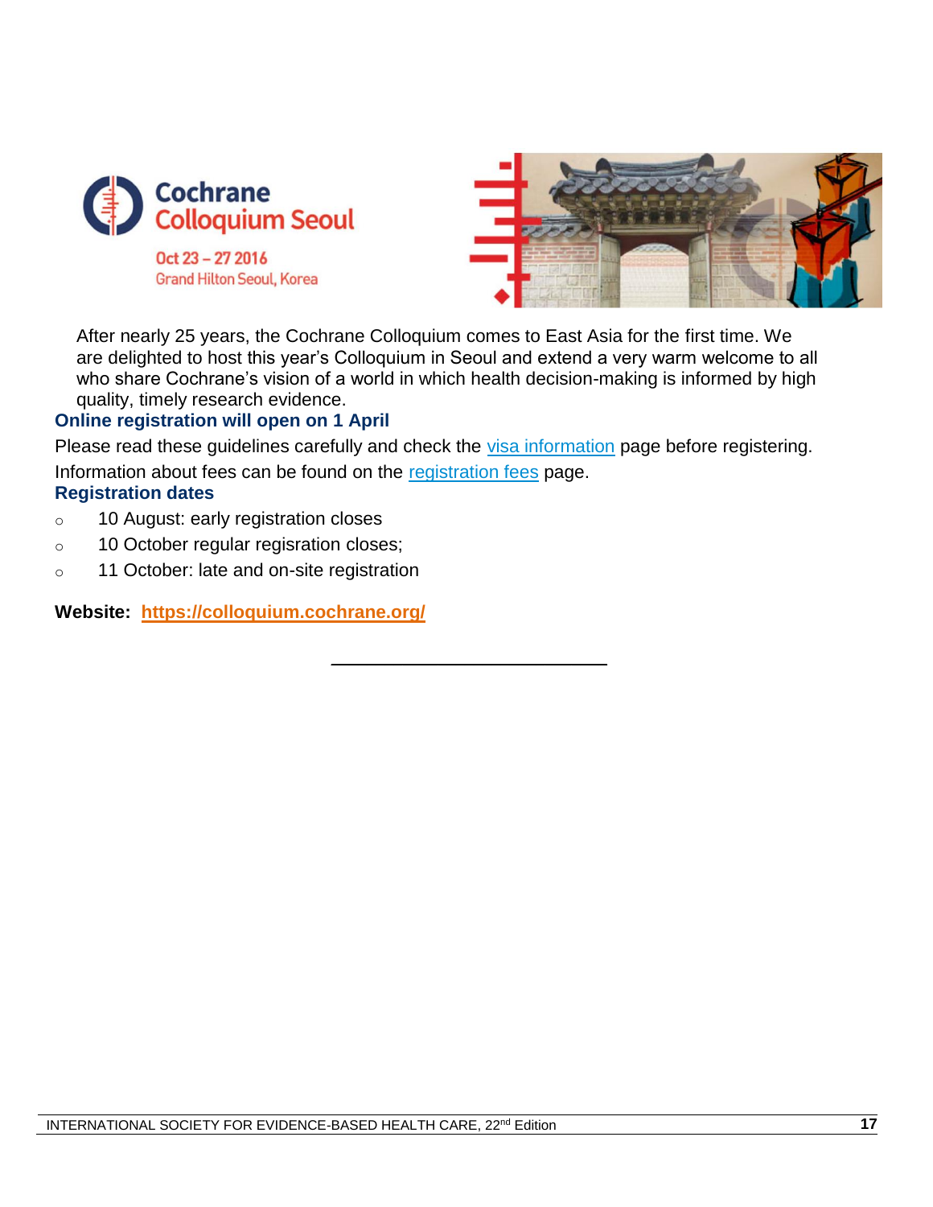Cochrane Colloquium Seoul

Oct 23 – 27 2016

Grand Hilton Seoul, Korea

After nearly 25 years, the Cochrane Colloquium comes to East Asia for the first time. We are delighted to host this year's Colloquium in Seoul and extend a very warm welcome to all who share Cochrane's vision of a world in which health decision-making is informed by high quality, timely research evidence.

### Online registration will open on 1 April

Please read these guidelines carefully and check the visa information page before registering.

Information about fees can be found on the registration fees page.

### Registration dates

- 10 August: early registration closes
- 10 October regular regisration closes;
- 11 October: late and on-site registration

**Website:** **https://colloquium.cochrane.org/**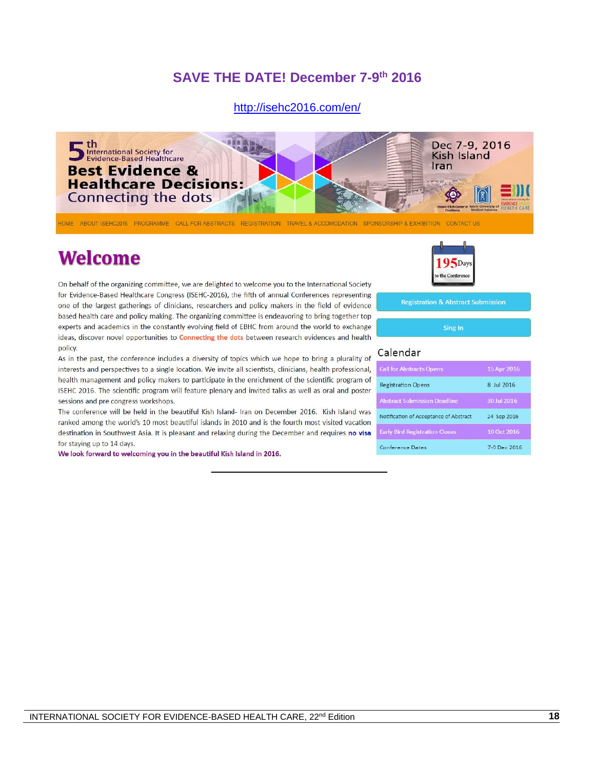## SAVE THE DATE! December 7-9th 2016

http://isehc2016.com/en/

5th International Society for Evidence-Based Healthcare

**Best Evidence & Healthcare Decisions:**

Connecting the dots

Dec 7-9, 2016
Kish Island
Iran

HOME ABOUT ISEHC2016 PROGRAMME CALL FOR ABSTRACTS REGISTRATION TRAVEL & ACCOMODATION SPONSORSHIP & EXHIBITION CONTACT US

# Welcome

On behalf of the organizing committee, we are delighted to welcome you to the International Society for Evidence-Based Healthcare Congress (ISEHC-2016), the fifth of annual Conferences representing one of the largest gatherings of clinicians, researchers and policy makers in the field of evidence based health care and policy making. The organizing committee is endeavoring to bring together top experts and academics in the constantly evolving field of EBHC from around the world to exchange ideas, discover novel opportunities to Connecting the dots between research evidences and health policy.

As in the past, the conference includes a diversity of topics which we hope to bring a plurality of interests and perspectives to a single location. We invite all scientists, clinicians, health professional, health management and policy makers to participate in the enrichment of the scientific program of ISEHC 2016. The scientific program will feature plenary and invited talks as well as oral and poster sessions and pre congress workshops.

The conference will be held in the beautiful Kish Island- Iran on December 2016. Kish Island was ranked among the world's 10 most beautiful islands in 2010 and is the fourth most visited vacation destination in Southwest Asia. It is pleasant and relaxing during the December and requires **no visa** for staying up to 14 days.

**We look forward to welcoming you in the beautiful Kish Island in 2016.**

195 Days to the Conference

Registration & Abstract Submission

Sing In

### Calendar

| Event | Date |
|---|---|
| Call for Abstracts Opens | 15 Apr 2016 |
| Registration Opens | 8 Jul 2016 |
| Abstract Submission Deadline | 30 Jul 2016 |
| Notification of Acceptance of Abstract | 24 Sep 2016 |
| Early Bird Registration Closes | 10 Oct 2016 |
| Conference Dates | 7-9 Dec 2016 |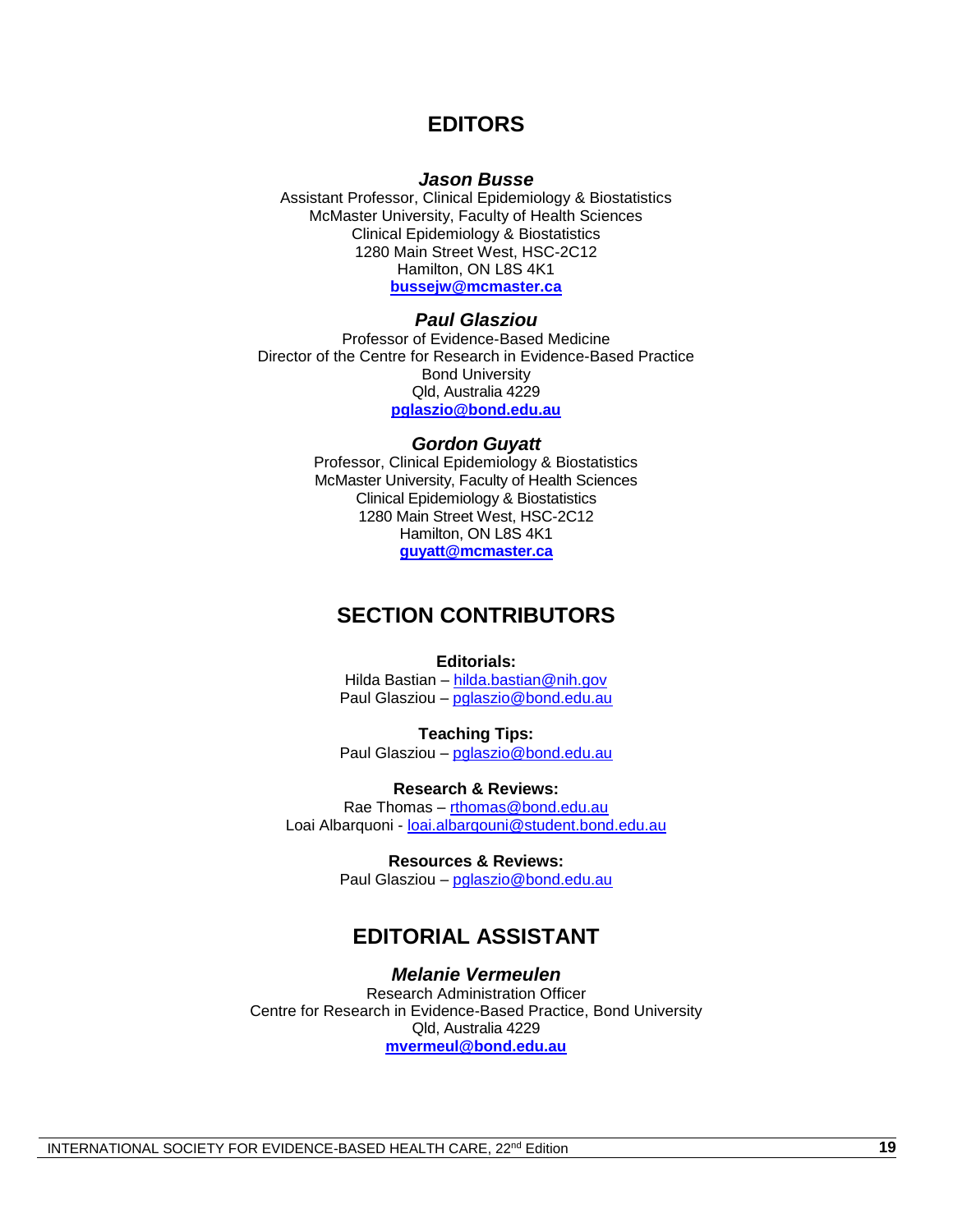## EDITORS

***Jason Busse***

Assistant Professor, Clinical Epidemiology & Biostatistics
McMaster University, Faculty of Health Sciences
Clinical Epidemiology & Biostatistics
1280 Main Street West, HSC-2C12
Hamilton, ON L8S 4K1
**bussejw@mcmaster.ca**

***Paul Glasziou***

Professor of Evidence-Based Medicine
Director of the Centre for Research in Evidence-Based Practice
Bond University
Qld, Australia 4229
**pglaszio@bond.edu.au**

***Gordon Guyatt***

Professor, Clinical Epidemiology & Biostatistics
McMaster University, Faculty of Health Sciences
Clinical Epidemiology & Biostatistics
1280 Main Street West, HSC-2C12
Hamilton, ON L8S 4K1
**guyatt@mcmaster.ca**

## SECTION CONTRIBUTORS

**Editorials:**

Hilda Bastian – hilda.bastian@nih.gov
Paul Glasziou – pglaszio@bond.edu.au

**Teaching Tips:**

Paul Glasziou – pglaszio@bond.edu.au

**Research & Reviews:**

Rae Thomas – rthomas@bond.edu.au
Loai Albarquoni - loai.albarqouni@student.bond.edu.au

**Resources & Reviews:**

Paul Glasziou – pglaszio@bond.edu.au

## EDITORIAL ASSISTANT

***Melanie Vermeulen***

Research Administration Officer
Centre for Research in Evidence-Based Practice, Bond University
Qld, Australia 4229
**mvermeul@bond.edu.au**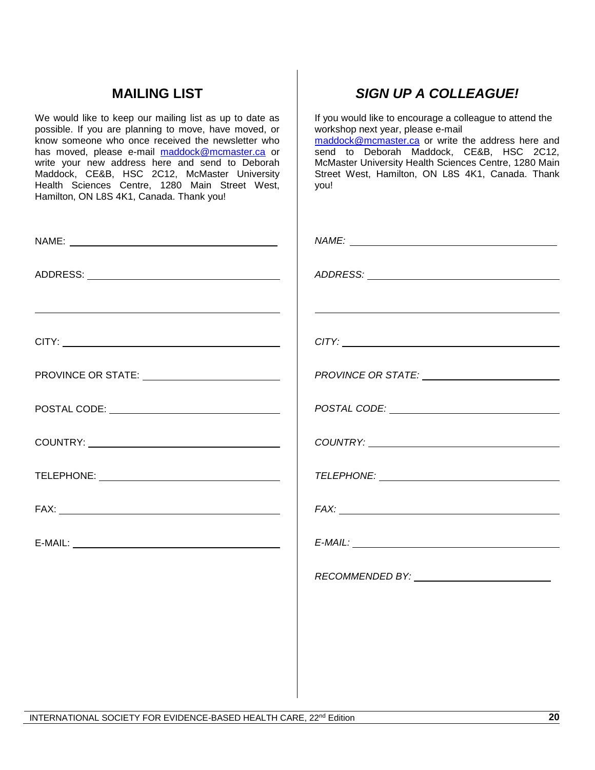## MAILING LIST

We would like to keep our mailing list as up to date as possible. If you are planning to move, have moved, or know someone who once received the newsletter who has moved, please e-mail maddock@mcmaster.ca or write your new address here and send to Deborah Maddock, CE&B, HSC 2C12, McMaster University Health Sciences Centre, 1280 Main Street West, Hamilton, ON L8S 4K1, Canada. Thank you!

NAME: ______________________________

ADDRESS: ______________________________

______________________________

CITY: ______________________________

PROVINCE OR STATE: ______________________________

POSTAL CODE: ______________________________

COUNTRY: ______________________________

TELEPHONE: ______________________________

FAX: ______________________________

E-MAIL: ______________________________

## *SIGN UP A COLLEAGUE!*

If you would like to encourage a colleague to attend the workshop next year, please e-mail maddock@mcmaster.ca or write the address here and send to Deborah Maddock, CE&B, HSC 2C12, McMaster University Health Sciences Centre, 1280 Main Street West, Hamilton, ON L8S 4K1, Canada. Thank you!

*NAME:* ______________________________

*ADDRESS:* ______________________________

______________________________

*CITY:* ______________________________

*PROVINCE OR STATE:* ______________________________

*POSTAL CODE:* ______________________________

*COUNTRY:* ______________________________

*TELEPHONE:* ______________________________

*FAX:* ______________________________

*E-MAIL:* ______________________________

*RECOMMENDED BY:* ______________________________